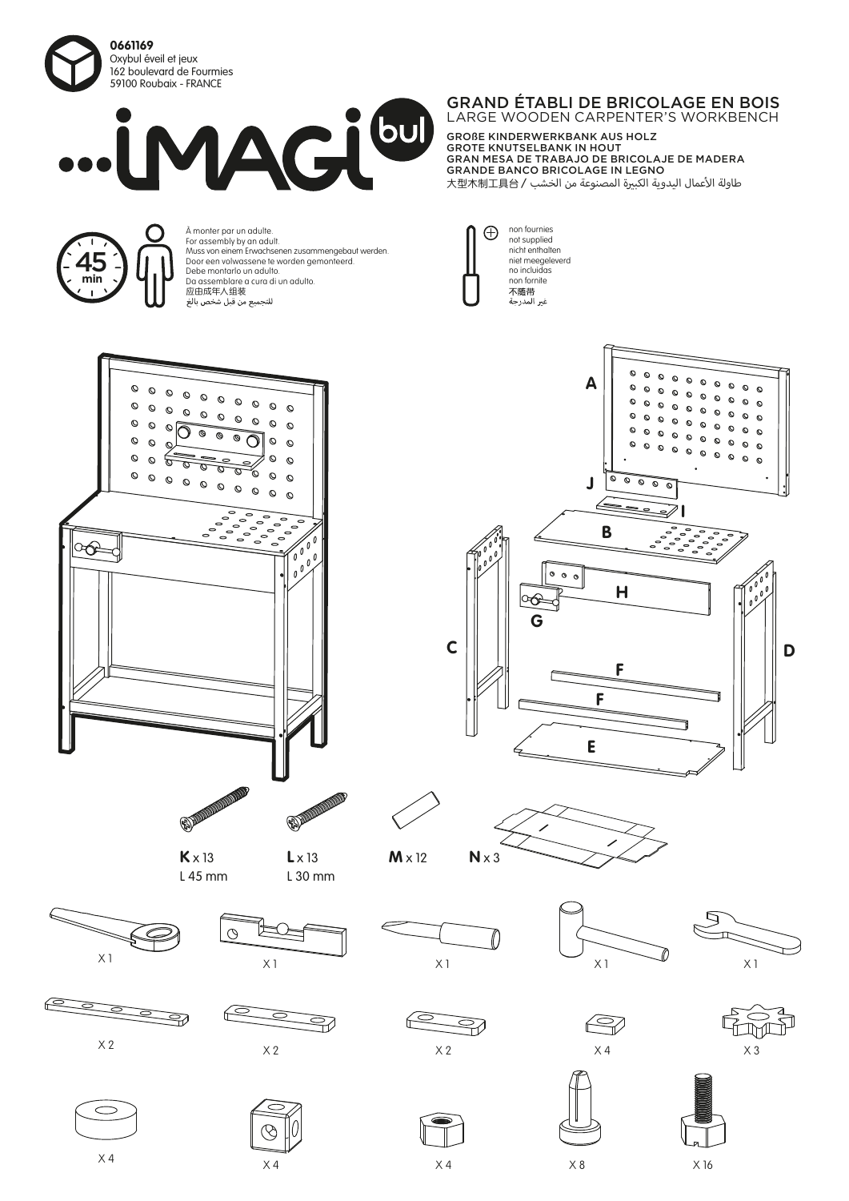**0661169**
Oxybul éveil et jeux
162 boulevard de Fourmies
59100 Roubaix - FRANCE

...iMAGi bul

# GRAND ÉTABLI DE BRICOLAGE EN BOIS

## LARGE WOODEN CARPENTER'S WORKBENCH

GROßE KINDERWERKBANK AUS HOLZ
GROTE KNUTSELBANK IN HOUT
GRAN MESA DE TRABAJO DE BRICOLAJE DE MADERA
GRANDE BANCO BRICOLAGE IN LEGNO
大型木制工具台 / طاولة الأعمال اليدوية الكبيرة المصنوعة من الخشب

45 min

À monter par un adulte.
For assembly by an adult.
Muss von einem Erwachsenen zusammengebaut werden.
Door een volwassene te worden gemonteerd.
Debe montarlo un adulto.
Da assemblare a cura di un adulto.
应由成年人组装
للتجميع من قبل شخص بالغ

non fournies
not supplied
nicht enthalten
niet meegeleverd
no incluidas
non fornite
不随带
غير المدرجة

A, J, I, B, H, G, C, D, F, F, E

**K** x 13
L 45 mm

**L** x 13
L 30 mm

**M** x 12

**N** x 3

X 1 X 1 X 1 X 1 X 1

X 2 X 2 X 2 X 4 X 3

X 4 X 4 X 4 X 8 X 16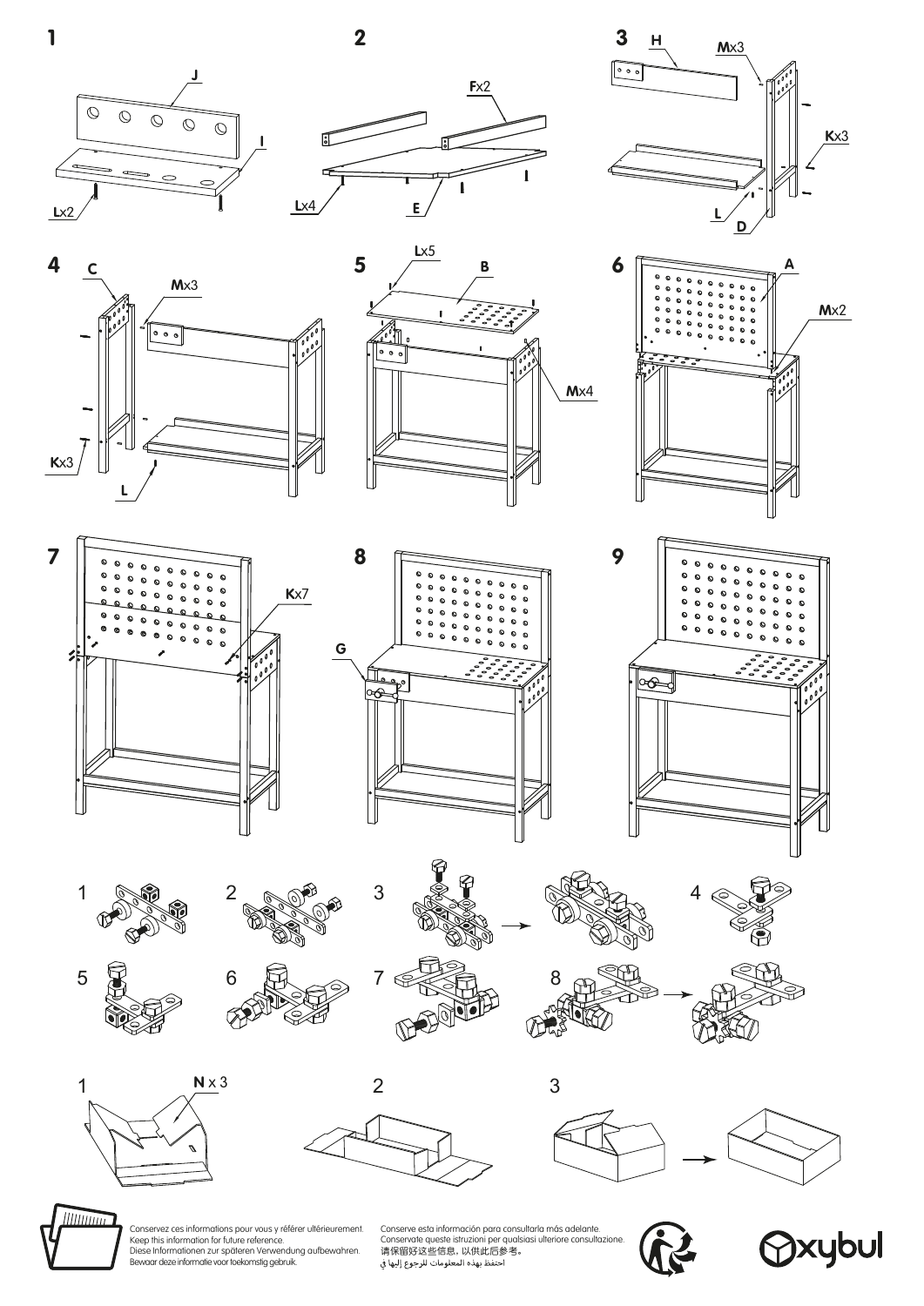Conservez ces informations pour vous y référer ultérieurement.
Keep this information for future reference.
Diese Informationen zur späteren Verwendung aufbewahren.
Bewaar deze informatie voor toekomstig gebruik.

Conserve esta información para consultarla más adelante.
Conservate queste istruzioni per qualsiasi ulteriore consultazione.
请保留好这些信息，以供此后参考。
احتفظ بهذه المعلومات للرجوع إليها في

Oxybul